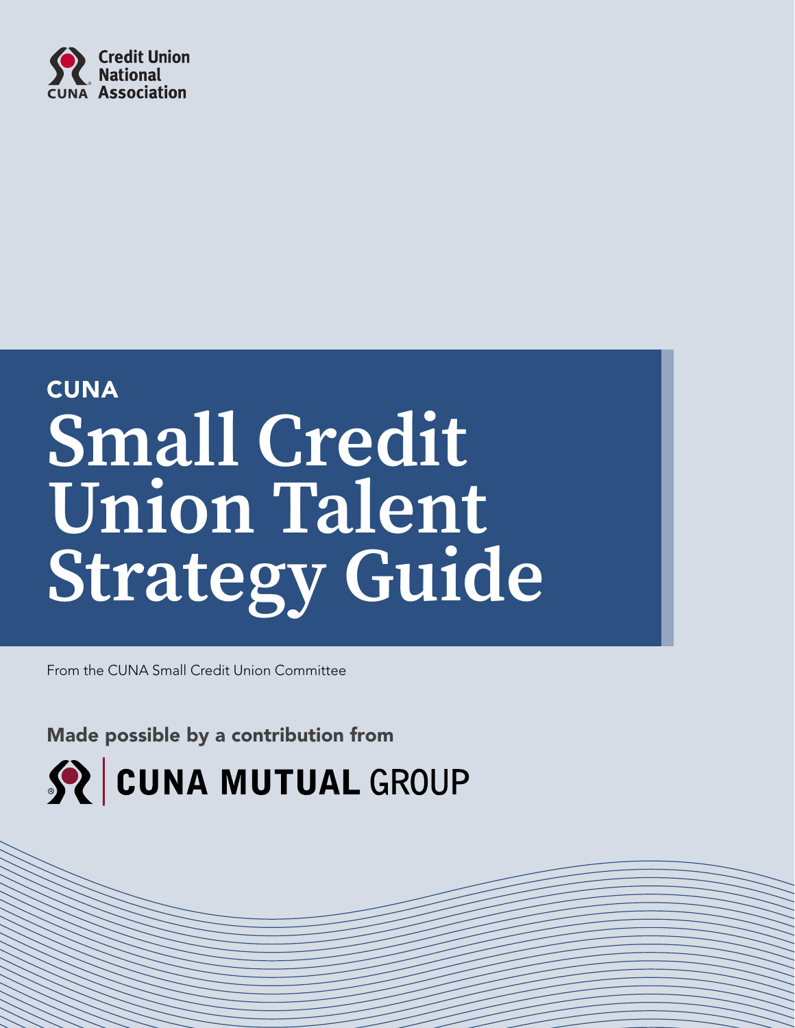Credit Union National Association

CUNA

# Small Credit Union Talent Strategy Guide

From the CUNA Small Credit Union Committee

Made possible by a contribution from

CUNA MUTUAL GROUP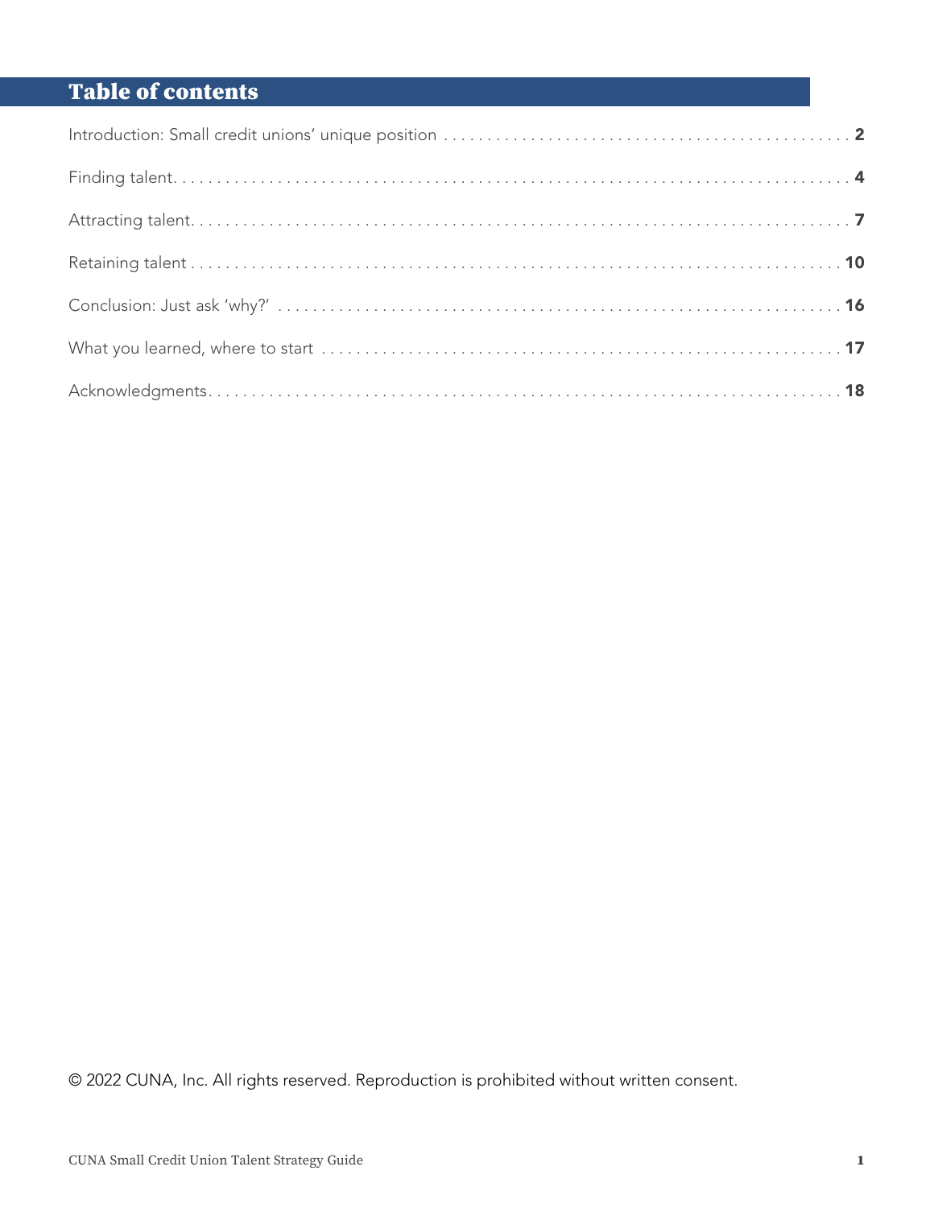## Table of contents

| | |
|---|---|
| Introduction: Small credit unions' unique position | **2** |
| Finding talent | **4** |
| Attracting talent | **7** |
| Retaining talent | **10** |
| Conclusion: Just ask 'why?' | **16** |
| What you learned, where to start | **17** |
| Acknowledgments | **18** |

© 2022 CUNA, Inc. All rights reserved. Reproduction is prohibited without written consent.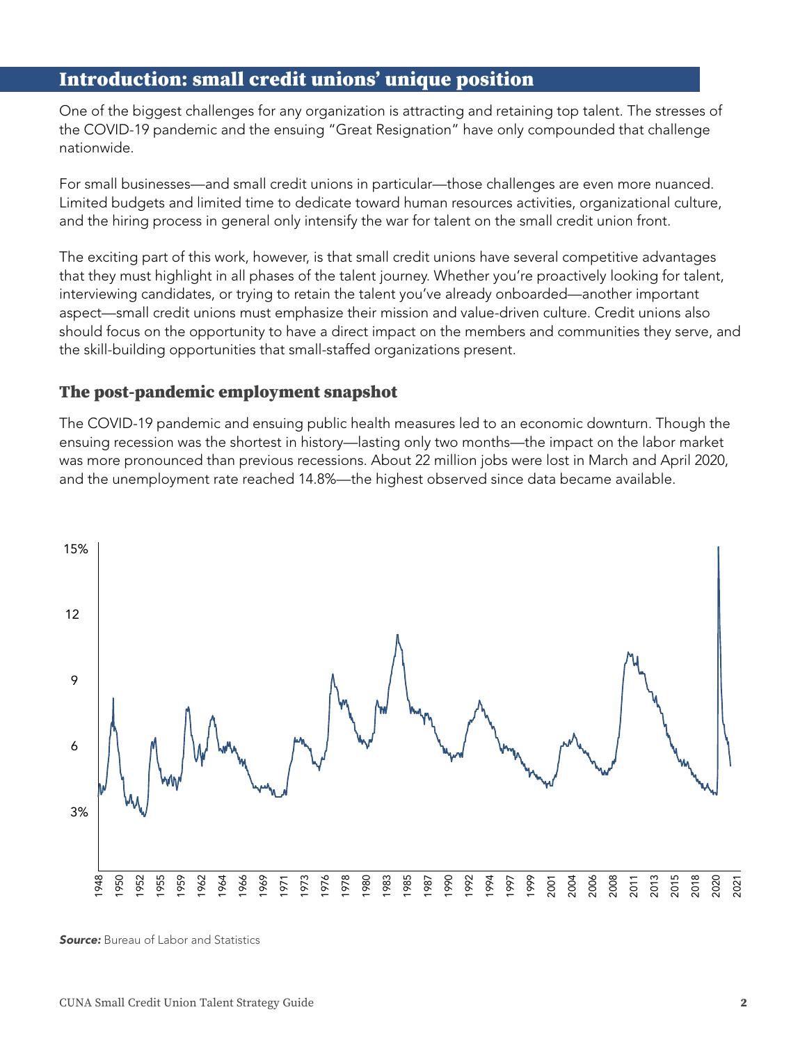## Introduction: small credit unions' unique position

One of the biggest challenges for any organization is attracting and retaining top talent. The stresses of the COVID-19 pandemic and the ensuing "Great Resignation" have only compounded that challenge nationwide.

For small businesses—and small credit unions in particular—those challenges are even more nuanced. Limited budgets and limited time to dedicate toward human resources activities, organizational culture, and the hiring process in general only intensify the war for talent on the small credit union front.

The exciting part of this work, however, is that small credit unions have several competitive advantages that they must highlight in all phases of the talent journey. Whether you're proactively looking for talent, interviewing candidates, or trying to retain the talent you've already onboarded—another important aspect—small credit unions must emphasize their mission and value-driven culture. Credit unions also should focus on the opportunity to have a direct impact on the members and communities they serve, and the skill-building opportunities that small-staffed organizations present.

### The post-pandemic employment snapshot

The COVID-19 pandemic and ensuing public health measures led to an economic downturn. Though the ensuing recession was the shortest in history—lasting only two months—the impact on the labor market was more pronounced than previous recessions. About 22 million jobs were lost in March and April 2020, and the unemployment rate reached 14.8%—the highest observed since data became available.

***Source:*** Bureau of Labor and Statistics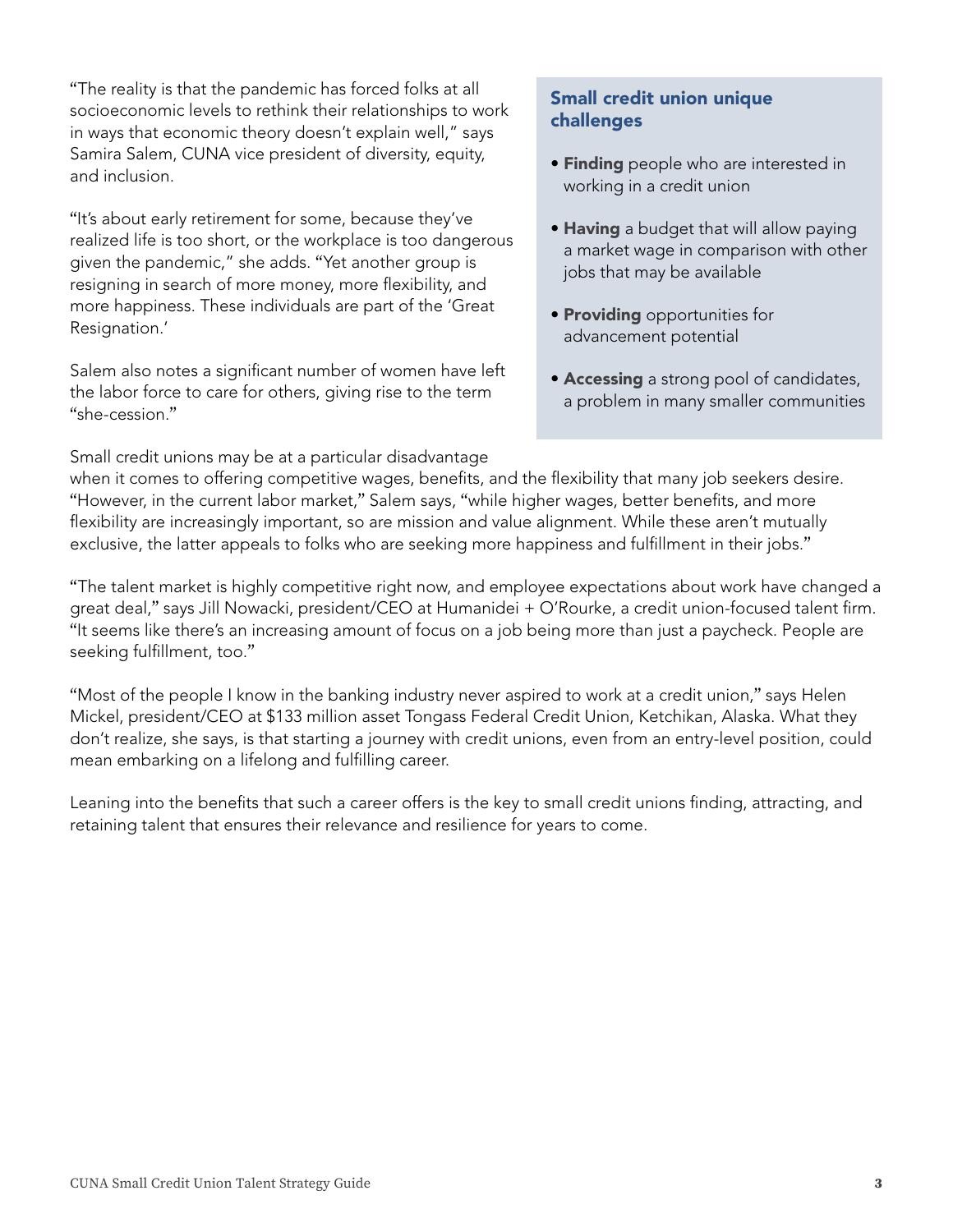"The reality is that the pandemic has forced folks at all socioeconomic levels to rethink their relationships to work in ways that economic theory doesn't explain well," says Samira Salem, CUNA vice president of diversity, equity, and inclusion.

"It's about early retirement for some, because they've realized life is too short, or the workplace is too dangerous given the pandemic," she adds. "Yet another group is resigning in search of more money, more flexibility, and more happiness. These individuals are part of the 'Great Resignation.'

Salem also notes a significant number of women have left the labor force to care for others, giving rise to the term "she-cession."

### Small credit union unique challenges

- **Finding** people who are interested in working in a credit union
- **Having** a budget that will allow paying a market wage in comparison with other jobs that may be available
- **Providing** opportunities for advancement potential
- **Accessing** a strong pool of candidates, a problem in many smaller communities

Small credit unions may be at a particular disadvantage when it comes to offering competitive wages, benefits, and the flexibility that many job seekers desire. "However, in the current labor market," Salem says, "while higher wages, better benefits, and more flexibility are increasingly important, so are mission and value alignment. While these aren't mutually exclusive, the latter appeals to folks who are seeking more happiness and fulfillment in their jobs."

"The talent market is highly competitive right now, and employee expectations about work have changed a great deal," says Jill Nowacki, president/CEO at Humanidei + O'Rourke, a credit union-focused talent firm. "It seems like there's an increasing amount of focus on a job being more than just a paycheck. People are seeking fulfillment, too."

"Most of the people I know in the banking industry never aspired to work at a credit union," says Helen Mickel, president/CEO at $133 million asset Tongass Federal Credit Union, Ketchikan, Alaska. What they don't realize, she says, is that starting a journey with credit unions, even from an entry-level position, could mean embarking on a lifelong and fulfilling career.

Leaning into the benefits that such a career offers is the key to small credit unions finding, attracting, and retaining talent that ensures their relevance and resilience for years to come.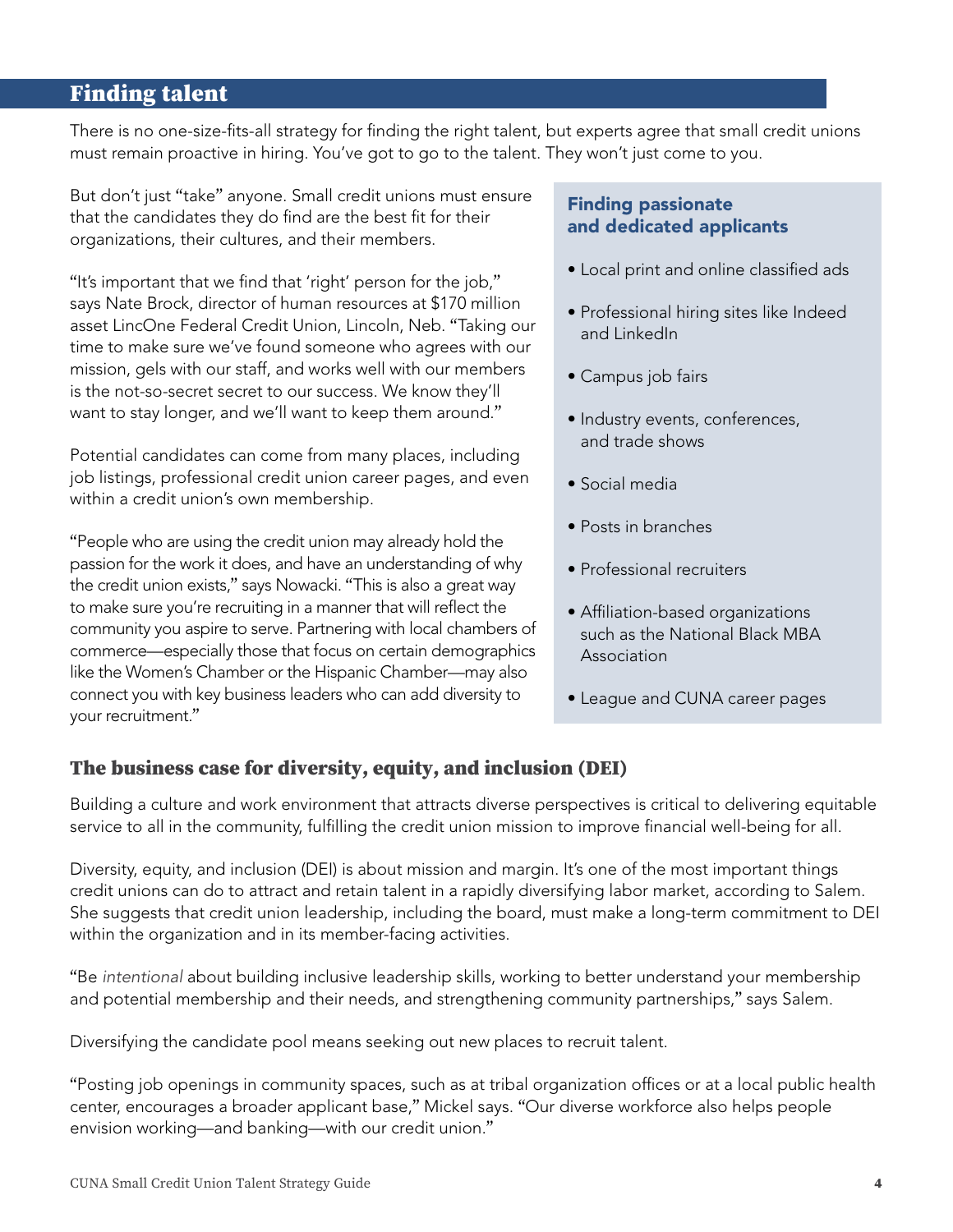## Finding talent

There is no one-size-fits-all strategy for finding the right talent, but experts agree that small credit unions must remain proactive in hiring. You've got to go to the talent. They won't just come to you.

But don't just "take" anyone. Small credit unions must ensure that the candidates they do find are the best fit for their organizations, their cultures, and their members.

"It's important that we find that 'right' person for the job," says Nate Brock, director of human resources at $170 million asset LincOne Federal Credit Union, Lincoln, Neb. "Taking our time to make sure we've found someone who agrees with our mission, gels with our staff, and works well with our members is the not-so-secret secret to our success. We know they'll want to stay longer, and we'll want to keep them around."

Potential candidates can come from many places, including job listings, professional credit union career pages, and even within a credit union's own membership.

"People who are using the credit union may already hold the passion for the work it does, and have an understanding of why the credit union exists," says Nowacki. "This is also a great way to make sure you're recruiting in a manner that will reflect the community you aspire to serve. Partnering with local chambers of commerce—especially those that focus on certain demographics like the Women's Chamber or the Hispanic Chamber—may also connect you with key business leaders who can add diversity to your recruitment."

### Finding passionate and dedicated applicants

- Local print and online classified ads
- Professional hiring sites like Indeed and LinkedIn
- Campus job fairs
- Industry events, conferences, and trade shows
- Social media
- Posts in branches
- Professional recruiters
- Affiliation-based organizations such as the National Black MBA Association
- League and CUNA career pages

### The business case for diversity, equity, and inclusion (DEI)

Building a culture and work environment that attracts diverse perspectives is critical to delivering equitable service to all in the community, fulfilling the credit union mission to improve financial well-being for all.

Diversity, equity, and inclusion (DEI) is about mission and margin. It's one of the most important things credit unions can do to attract and retain talent in a rapidly diversifying labor market, according to Salem. She suggests that credit union leadership, including the board, must make a long-term commitment to DEI within the organization and in its member-facing activities.

"Be *intentional* about building inclusive leadership skills, working to better understand your membership and potential membership and their needs, and strengthening community partnerships," says Salem.

Diversifying the candidate pool means seeking out new places to recruit talent.

"Posting job openings in community spaces, such as at tribal organization offices or at a local public health center, encourages a broader applicant base," Mickel says. "Our diverse workforce also helps people envision working—and banking—with our credit union."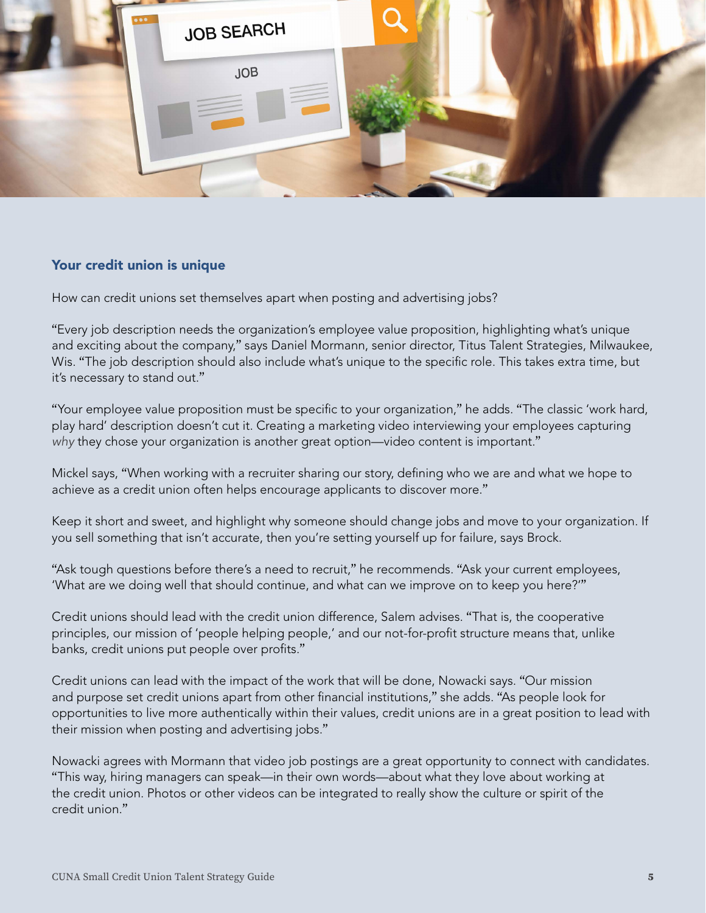## Your credit union is unique

How can credit unions set themselves apart when posting and advertising jobs?

"Every job description needs the organization's employee value proposition, highlighting what's unique and exciting about the company," says Daniel Mormann, senior director, Titus Talent Strategies, Milwaukee, Wis. "The job description should also include what's unique to the specific role. This takes extra time, but it's necessary to stand out."

"Your employee value proposition must be specific to your organization," he adds. "The classic 'work hard, play hard' description doesn't cut it. Creating a marketing video interviewing your employees capturing *why* they chose your organization is another great option—video content is important."

Mickel says, "When working with a recruiter sharing our story, defining who we are and what we hope to achieve as a credit union often helps encourage applicants to discover more."

Keep it short and sweet, and highlight why someone should change jobs and move to your organization. If you sell something that isn't accurate, then you're setting yourself up for failure, says Brock.

"Ask tough questions before there's a need to recruit," he recommends. "Ask your current employees, 'What are we doing well that should continue, and what can we improve on to keep you here?'"

Credit unions should lead with the credit union difference, Salem advises. "That is, the cooperative principles, our mission of 'people helping people,' and our not-for-profit structure means that, unlike banks, credit unions put people over profits."

Credit unions can lead with the impact of the work that will be done, Nowacki says. "Our mission and purpose set credit unions apart from other financial institutions," she adds. "As people look for opportunities to live more authentically within their values, credit unions are in a great position to lead with their mission when posting and advertising jobs."

Nowacki agrees with Mormann that video job postings are a great opportunity to connect with candidates. "This way, hiring managers can speak—in their own words—about what they love about working at the credit union. Photos or other videos can be integrated to really show the culture or spirit of the credit union."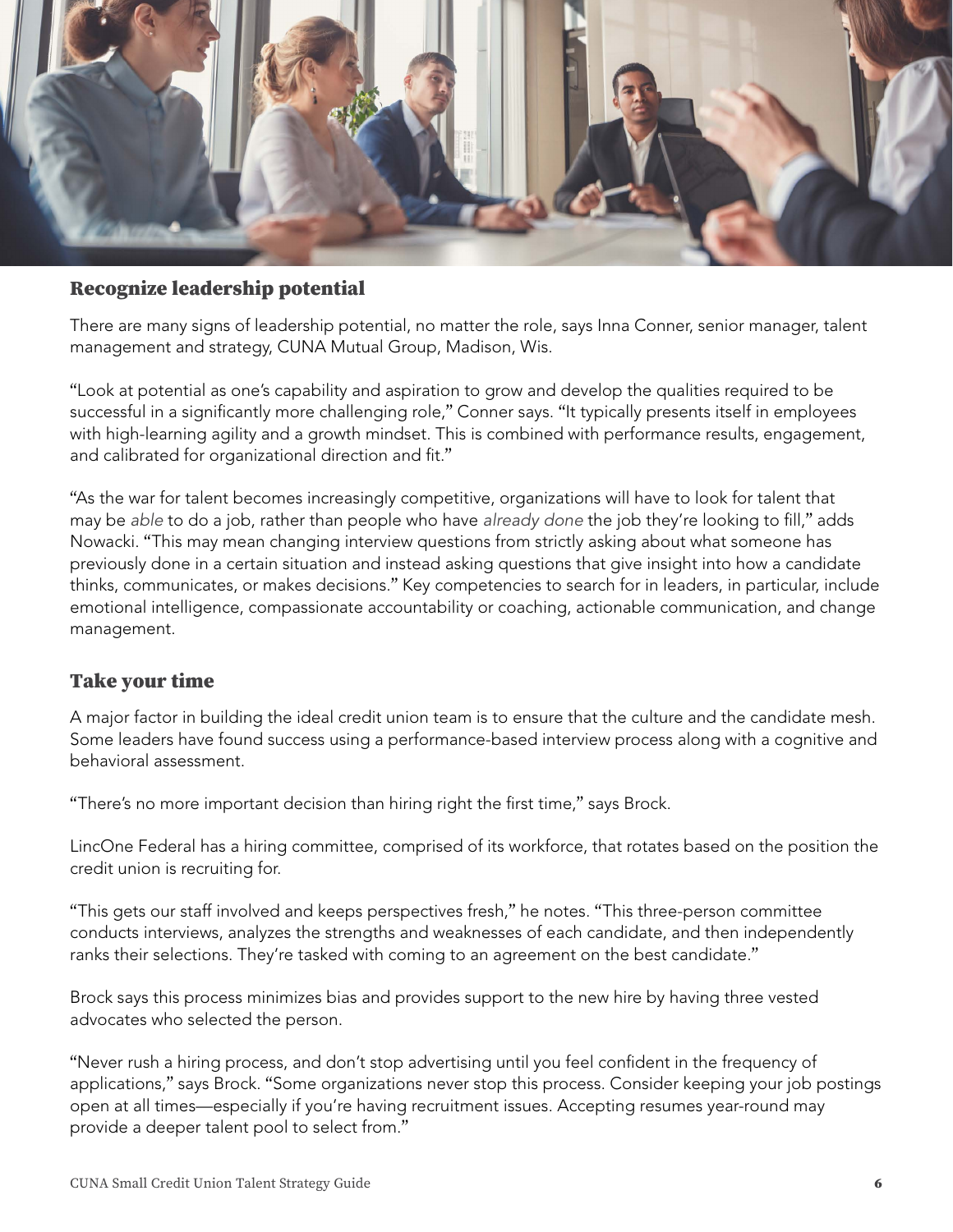## Recognize leadership potential

There are many signs of leadership potential, no matter the role, says Inna Conner, senior manager, talent management and strategy, CUNA Mutual Group, Madison, Wis.

"Look at potential as one's capability and aspiration to grow and develop the qualities required to be successful in a significantly more challenging role," Conner says. "It typically presents itself in employees with high-learning agility and a growth mindset. This is combined with performance results, engagement, and calibrated for organizational direction and fit."

"As the war for talent becomes increasingly competitive, organizations will have to look for talent that may be *able* to do a job, rather than people who have *already done* the job they're looking to fill," adds Nowacki. "This may mean changing interview questions from strictly asking about what someone has previously done in a certain situation and instead asking questions that give insight into how a candidate thinks, communicates, or makes decisions." Key competencies to search for in leaders, in particular, include emotional intelligence, compassionate accountability or coaching, actionable communication, and change management.

## Take your time

A major factor in building the ideal credit union team is to ensure that the culture and the candidate mesh. Some leaders have found success using a performance-based interview process along with a cognitive and behavioral assessment.

"There's no more important decision than hiring right the first time," says Brock.

LincOne Federal has a hiring committee, comprised of its workforce, that rotates based on the position the credit union is recruiting for.

"This gets our staff involved and keeps perspectives fresh," he notes. "This three-person committee conducts interviews, analyzes the strengths and weaknesses of each candidate, and then independently ranks their selections. They're tasked with coming to an agreement on the best candidate."

Brock says this process minimizes bias and provides support to the new hire by having three vested advocates who selected the person.

"Never rush a hiring process, and don't stop advertising until you feel confident in the frequency of applications," says Brock. "Some organizations never stop this process. Consider keeping your job postings open at all times—especially if you're having recruitment issues. Accepting resumes year-round may provide a deeper talent pool to select from."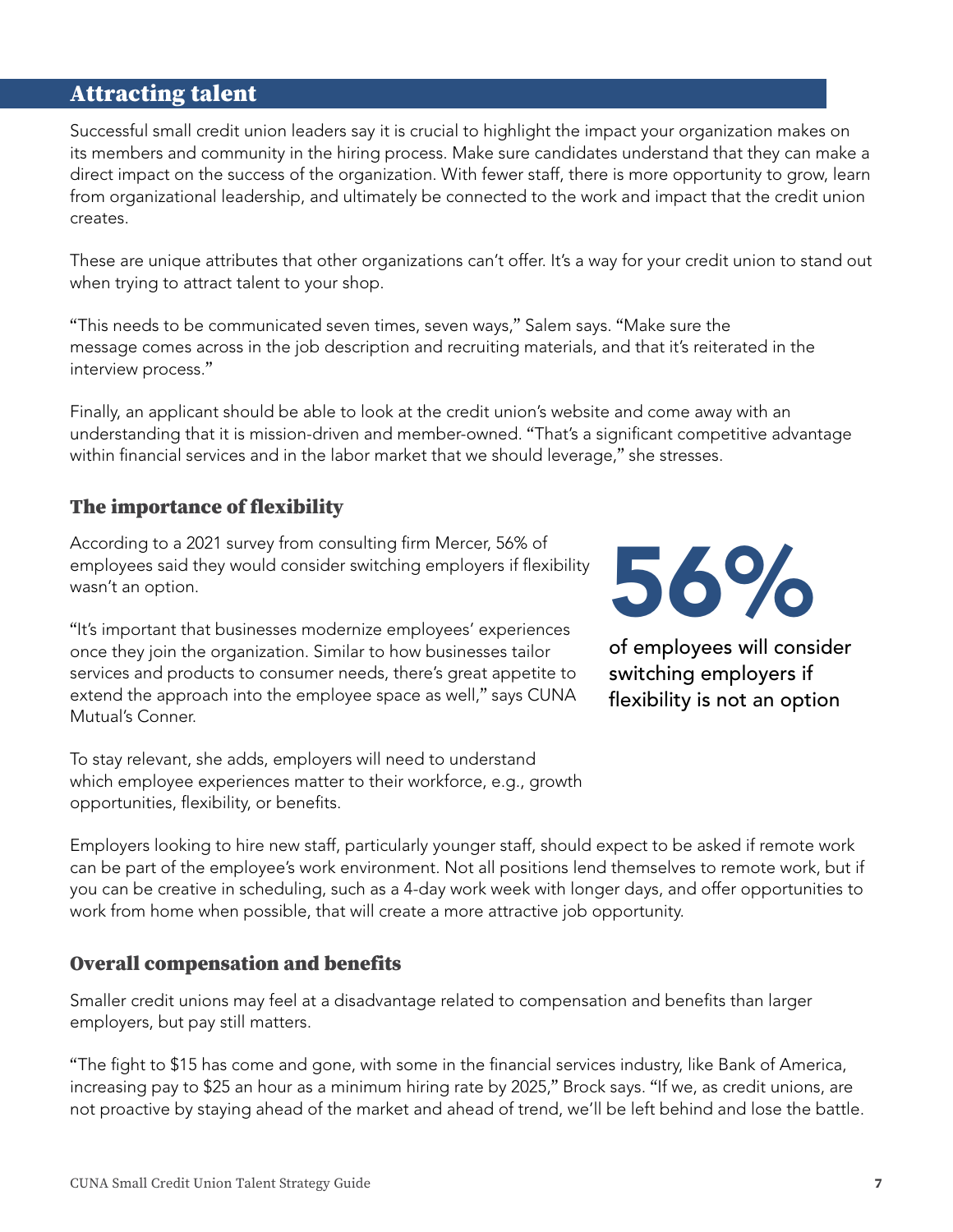## Attracting talent

Successful small credit union leaders say it is crucial to highlight the impact your organization makes on its members and community in the hiring process. Make sure candidates understand that they can make a direct impact on the success of the organization. With fewer staff, there is more opportunity to grow, learn from organizational leadership, and ultimately be connected to the work and impact that the credit union creates.

These are unique attributes that other organizations can't offer. It's a way for your credit union to stand out when trying to attract talent to your shop.

"This needs to be communicated seven times, seven ways," Salem says. "Make sure the message comes across in the job description and recruiting materials, and that it's reiterated in the interview process."

Finally, an applicant should be able to look at the credit union's website and come away with an understanding that it is mission-driven and member-owned. "That's a significant competitive advantage within financial services and in the labor market that we should leverage," she stresses.

### The importance of flexibility

According to a 2021 survey from consulting firm Mercer, 56% of employees said they would consider switching employers if flexibility wasn't an option.

**56%**

of employees will consider switching employers if flexibility is not an option

"It's important that businesses modernize employees' experiences once they join the organization. Similar to how businesses tailor services and products to consumer needs, there's great appetite to extend the approach into the employee space as well," says CUNA Mutual's Conner.

To stay relevant, she adds, employers will need to understand which employee experiences matter to their workforce, e.g., growth opportunities, flexibility, or benefits.

Employers looking to hire new staff, particularly younger staff, should expect to be asked if remote work can be part of the employee's work environment. Not all positions lend themselves to remote work, but if you can be creative in scheduling, such as a 4-day work week with longer days, and offer opportunities to work from home when possible, that will create a more attractive job opportunity.

### Overall compensation and benefits

Smaller credit unions may feel at a disadvantage related to compensation and benefits than larger employers, but pay still matters.

"The fight to $15 has come and gone, with some in the financial services industry, like Bank of America, increasing pay to $25 an hour as a minimum hiring rate by 2025," Brock says. "If we, as credit unions, are not proactive by staying ahead of the market and ahead of trend, we'll be left behind and lose the battle.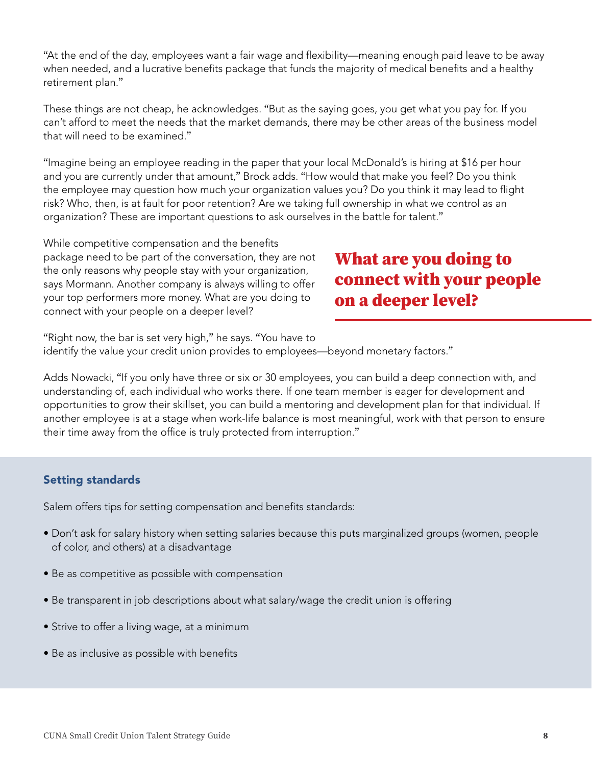"At the end of the day, employees want a fair wage and flexibility—meaning enough paid leave to be away when needed, and a lucrative benefits package that funds the majority of medical benefits and a healthy retirement plan."

These things are not cheap, he acknowledges. "But as the saying goes, you get what you pay for. If you can't afford to meet the needs that the market demands, there may be other areas of the business model that will need to be examined."

"Imagine being an employee reading in the paper that your local McDonald's is hiring at $16 per hour and you are currently under that amount," Brock adds. "How would that make you feel? Do you think the employee may question how much your organization values you? Do you think it may lead to flight risk? Who, then, is at fault for poor retention? Are we taking full ownership in what we control as an organization? These are important questions to ask ourselves in the battle for talent."

While competitive compensation and the benefits package need to be part of the conversation, they are not the only reasons why people stay with your organization, says Mormann. Another company is always willing to offer your top performers more money. What are you doing to connect with your people on a deeper level?

> **What are you doing to connect with your people on a deeper level?**

"Right now, the bar is set very high," he says. "You have to identify the value your credit union provides to employees—beyond monetary factors."

Adds Nowacki, "If you only have three or six or 30 employees, you can build a deep connection with, and understanding of, each individual who works there. If one team member is eager for development and opportunities to grow their skillset, you can build a mentoring and development plan for that individual. If another employee is at a stage when work-life balance is most meaningful, work with that person to ensure their time away from the office is truly protected from interruption."

### Setting standards

Salem offers tips for setting compensation and benefits standards:

- Don't ask for salary history when setting salaries because this puts marginalized groups (women, people of color, and others) at a disadvantage
- Be as competitive as possible with compensation
- Be transparent in job descriptions about what salary/wage the credit union is offering
- Strive to offer a living wage, at a minimum
- Be as inclusive as possible with benefits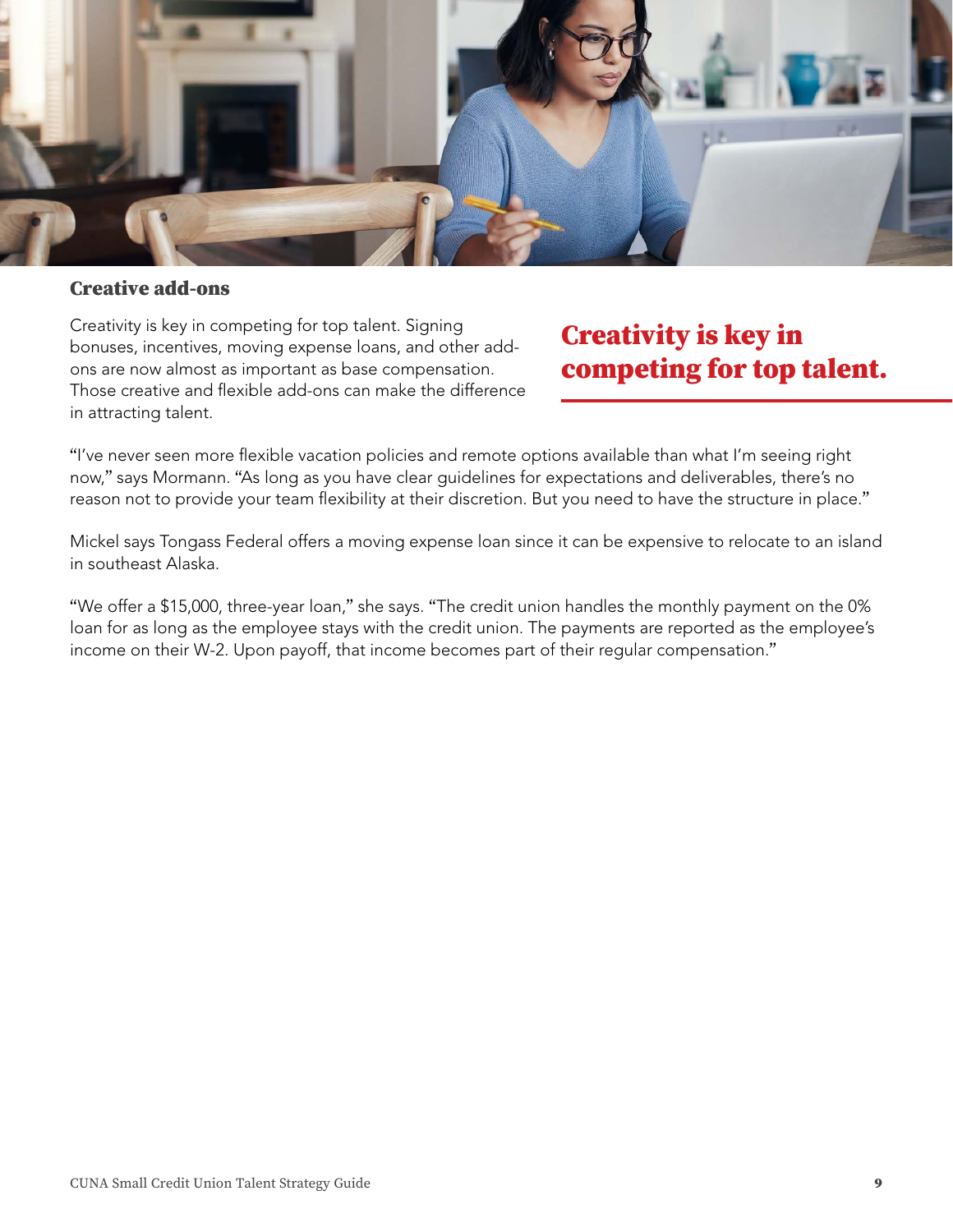## Creative add-ons

Creativity is key in competing for top talent. Signing bonuses, incentives, moving expense loans, and other add-ons are now almost as important as base compensation. Those creative and flexible add-ons can make the difference in attracting talent.

**Creativity is key in competing for top talent.**

"I've never seen more flexible vacation policies and remote options available than what I'm seeing right now," says Mormann. "As long as you have clear guidelines for expectations and deliverables, there's no reason not to provide your team flexibility at their discretion. But you need to have the structure in place."

Mickel says Tongass Federal offers a moving expense loan since it can be expensive to relocate to an island in southeast Alaska.

"We offer a $15,000, three-year loan," she says. "The credit union handles the monthly payment on the 0% loan for as long as the employee stays with the credit union. The payments are reported as the employee's income on their W-2. Upon payoff, that income becomes part of their regular compensation."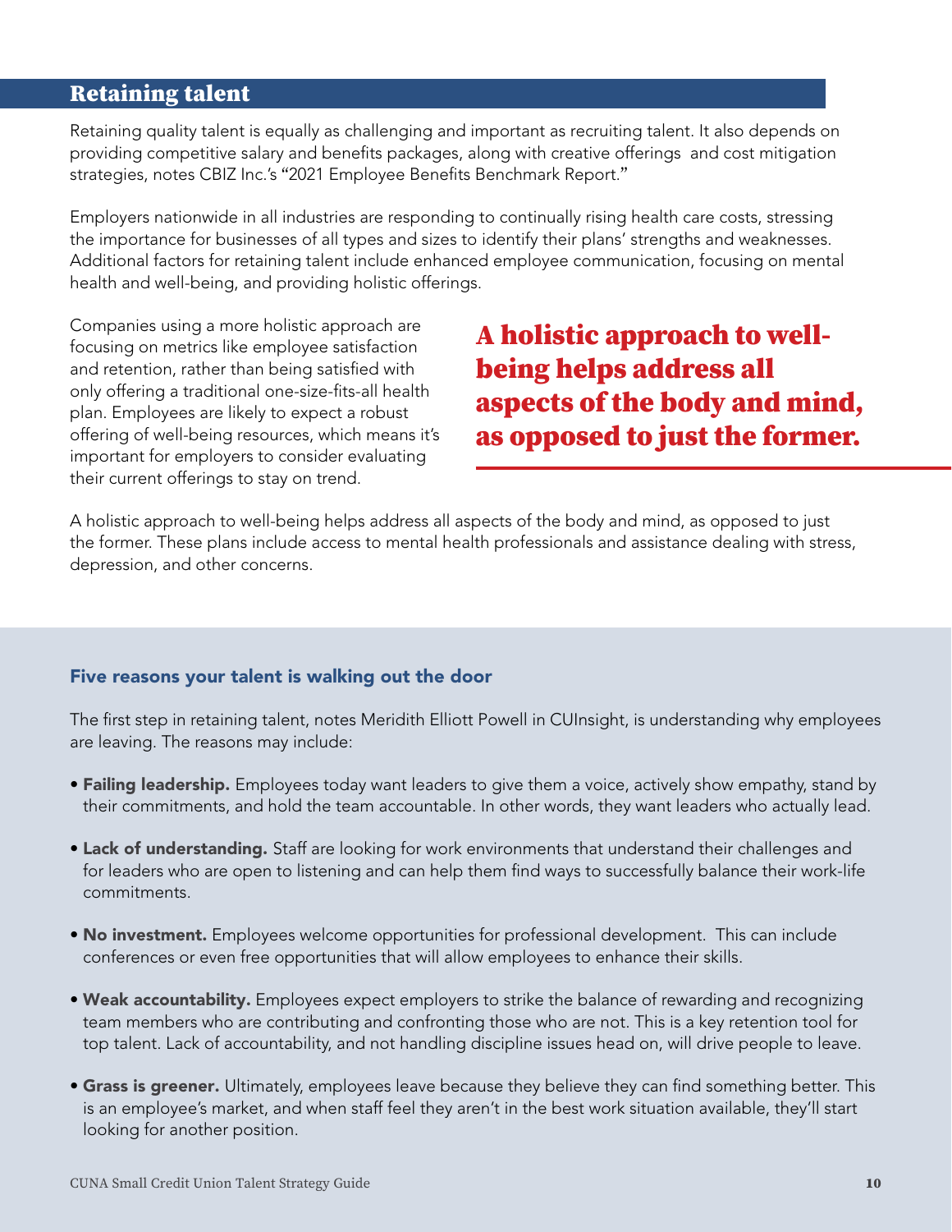## Retaining talent

Retaining quality talent is equally as challenging and important as recruiting talent. It also depends on providing competitive salary and benefits packages, along with creative offerings  and cost mitigation strategies, notes CBIZ Inc.'s "2021 Employee Benefits Benchmark Report."

Employers nationwide in all industries are responding to continually rising health care costs, stressing the importance for businesses of all types and sizes to identify their plans' strengths and weaknesses. Additional factors for retaining talent include enhanced employee communication, focusing on mental health and well-being, and providing holistic offerings.

Companies using a more holistic approach are focusing on metrics like employee satisfaction and retention, rather than being satisfied with only offering a traditional one-size-fits-all health plan. Employees are likely to expect a robust offering of well-being resources, which means it's important for employers to consider evaluating their current offerings to stay on trend.

**A holistic approach to well-being helps address all aspects of the body and mind, as opposed to just the former.**

A holistic approach to well-being helps address all aspects of the body and mind, as opposed to just the former. These plans include access to mental health professionals and assistance dealing with stress, depression, and other concerns.

### Five reasons your talent is walking out the door

The first step in retaining talent, notes Meridith Elliott Powell in CUInsight, is understanding why employees are leaving. The reasons may include:

- **Failing leadership.** Employees today want leaders to give them a voice, actively show empathy, stand by their commitments, and hold the team accountable. In other words, they want leaders who actually lead.
- **Lack of understanding.** Staff are looking for work environments that understand their challenges and for leaders who are open to listening and can help them find ways to successfully balance their work-life commitments.
- **No investment.** Employees welcome opportunities for professional development.  This can include conferences or even free opportunities that will allow employees to enhance their skills.
- **Weak accountability.** Employees expect employers to strike the balance of rewarding and recognizing team members who are contributing and confronting those who are not. This is a key retention tool for top talent. Lack of accountability, and not handling discipline issues head on, will drive people to leave.
- **Grass is greener.** Ultimately, employees leave because they believe they can find something better. This is an employee's market, and when staff feel they aren't in the best work situation available, they'll start looking for another position.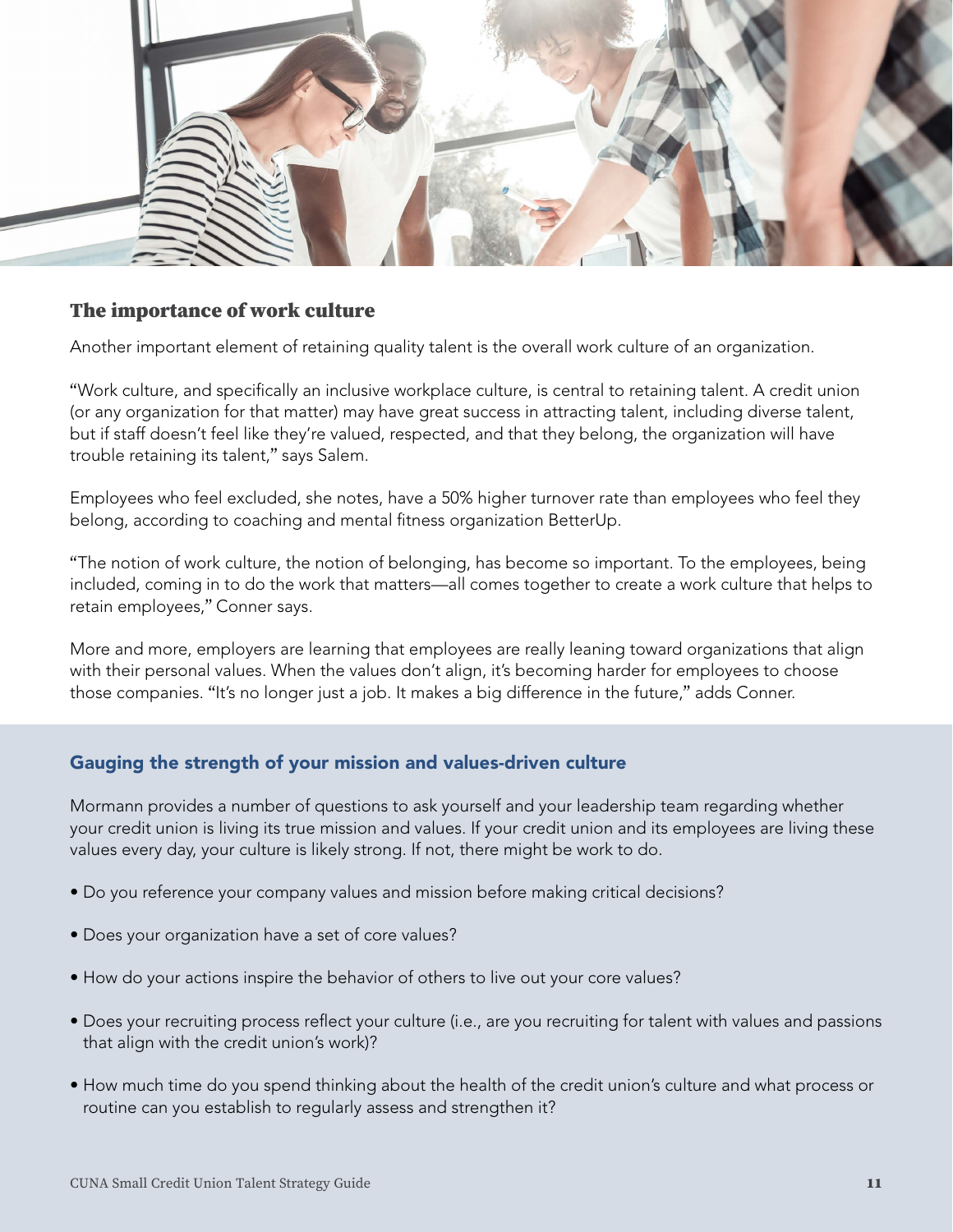## The importance of work culture

Another important element of retaining quality talent is the overall work culture of an organization.

"Work culture, and specifically an inclusive workplace culture, is central to retaining talent. A credit union (or any organization for that matter) may have great success in attracting talent, including diverse talent, but if staff doesn't feel like they're valued, respected, and that they belong, the organization will have trouble retaining its talent," says Salem.

Employees who feel excluded, she notes, have a 50% higher turnover rate than employees who feel they belong, according to coaching and mental fitness organization BetterUp.

"The notion of work culture, the notion of belonging, has become so important. To the employees, being included, coming in to do the work that matters—all comes together to create a work culture that helps to retain employees," Conner says.

More and more, employers are learning that employees are really leaning toward organizations that align with their personal values. When the values don't align, it's becoming harder for employees to choose those companies. "It's no longer just a job. It makes a big difference in the future," adds Conner.

### Gauging the strength of your mission and values-driven culture

Mormann provides a number of questions to ask yourself and your leadership team regarding whether your credit union is living its true mission and values. If your credit union and its employees are living these values every day, your culture is likely strong. If not, there might be work to do.

- Do you reference your company values and mission before making critical decisions?
- Does your organization have a set of core values?
- How do your actions inspire the behavior of others to live out your core values?
- Does your recruiting process reflect your culture (i.e., are you recruiting for talent with values and passions that align with the credit union's work)?
- How much time do you spend thinking about the health of the credit union's culture and what process or routine can you establish to regularly assess and strengthen it?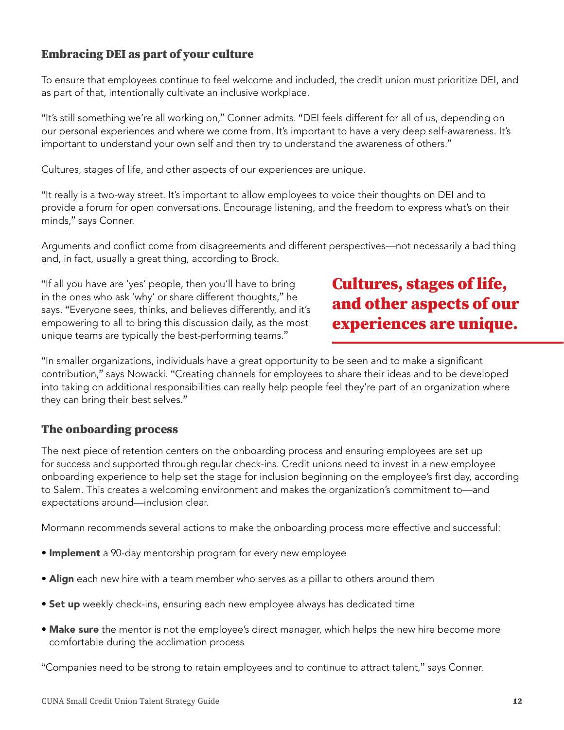## Embracing DEI as part of your culture

To ensure that employees continue to feel welcome and included, the credit union must prioritize DEI, and as part of that, intentionally cultivate an inclusive workplace.

"It's still something we're all working on," Conner admits. "DEI feels different for all of us, depending on our personal experiences and where we come from. It's important to have a very deep self-awareness. It's important to understand your own self and then try to understand the awareness of others."

Cultures, stages of life, and other aspects of our experiences are unique.

"It really is a two-way street. It's important to allow employees to voice their thoughts on DEI and to provide a forum for open conversations. Encourage listening, and the freedom to express what's on their minds," says Conner.

Arguments and conflict come from disagreements and different perspectives—not necessarily a bad thing and, in fact, usually a great thing, according to Brock.

"If all you have are 'yes' people, then you'll have to bring in the ones who ask 'why' or share different thoughts," he says. "Everyone sees, thinks, and believes differently, and it's empowering to all to bring this discussion daily, as the most unique teams are typically the best-performing teams."

**Cultures, stages of life, and other aspects of our experiences are unique.**

"In smaller organizations, individuals have a great opportunity to be seen and to make a significant contribution," says Nowacki. "Creating channels for employees to share their ideas and to be developed into taking on additional responsibilities can really help people feel they're part of an organization where they can bring their best selves."

## The onboarding process

The next piece of retention centers on the onboarding process and ensuring employees are set up for success and supported through regular check-ins. Credit unions need to invest in a new employee onboarding experience to help set the stage for inclusion beginning on the employee's first day, according to Salem. This creates a welcoming environment and makes the organization's commitment to—and expectations around—inclusion clear.

Mormann recommends several actions to make the onboarding process more effective and successful:

- **Implement** a 90-day mentorship program for every new employee
- **Align** each new hire with a team member who serves as a pillar to others around them
- **Set up** weekly check-ins, ensuring each new employee always has dedicated time
- **Make sure** the mentor is not the employee's direct manager, which helps the new hire become more comfortable during the acclimation process

"Companies need to be strong to retain employees and to continue to attract talent," says Conner.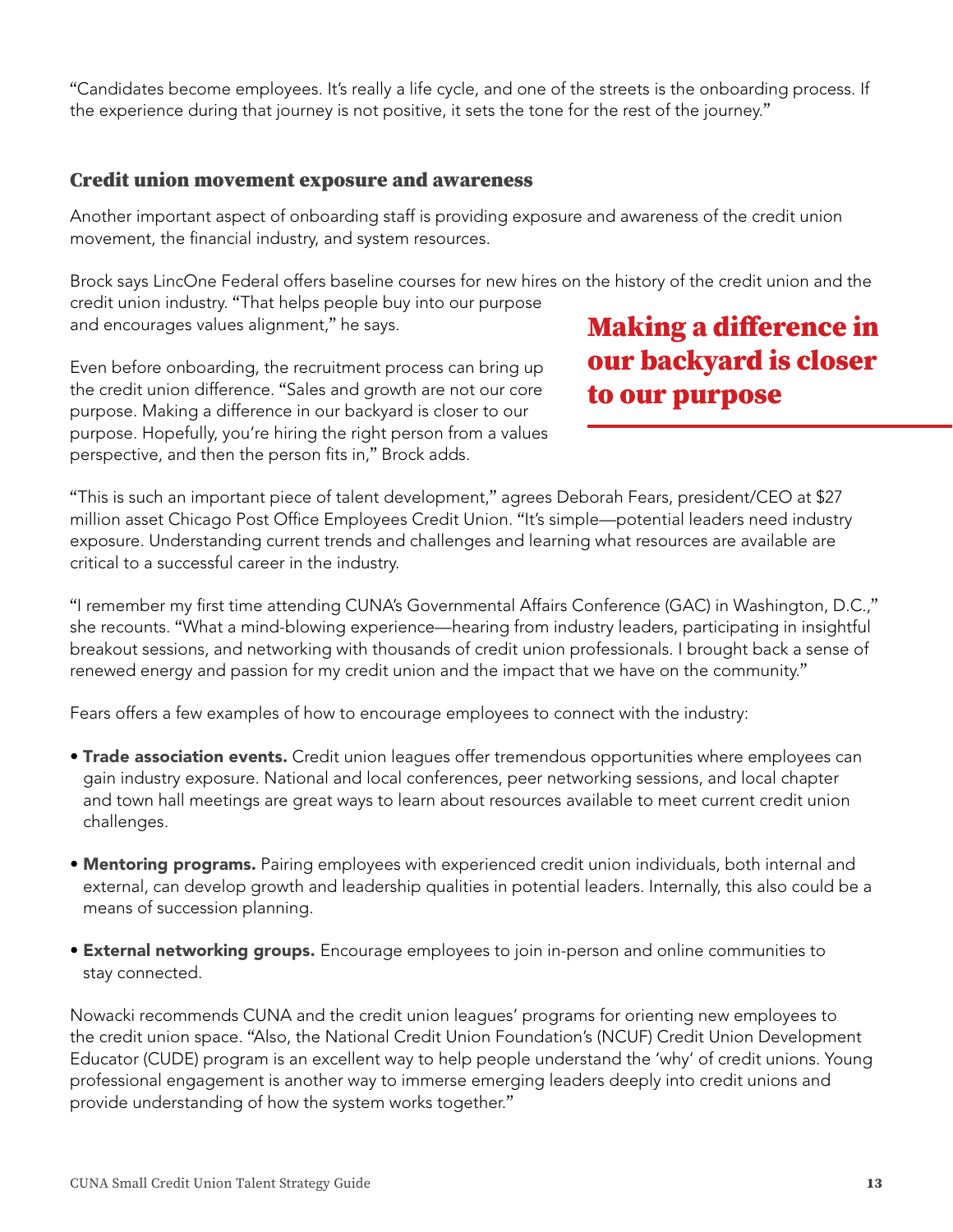"Candidates become employees. It's really a life cycle, and one of the streets is the onboarding process. If the experience during that journey is not positive, it sets the tone for the rest of the journey."

### Credit union movement exposure and awareness

Another important aspect of onboarding staff is providing exposure and awareness of the credit union movement, the financial industry, and system resources.

Brock says LincOne Federal offers baseline courses for new hires on the history of the credit union and the credit union industry. "That helps people buy into our purpose and encourages values alignment," he says.

Even before onboarding, the recruitment process can bring up the credit union difference. "Sales and growth are not our core purpose. Making a difference in our backyard is closer to our purpose. Hopefully, you're hiring the right person from a values perspective, and then the person fits in," Brock adds.

> **Making a difference in our backyard is closer to our purpose**

"This is such an important piece of talent development," agrees Deborah Fears, president/CEO at $27 million asset Chicago Post Office Employees Credit Union. "It's simple—potential leaders need industry exposure. Understanding current trends and challenges and learning what resources are available are critical to a successful career in the industry.

"I remember my first time attending CUNA's Governmental Affairs Conference (GAC) in Washington, D.C.," she recounts. "What a mind-blowing experience—hearing from industry leaders, participating in insightful breakout sessions, and networking with thousands of credit union professionals. I brought back a sense of renewed energy and passion for my credit union and the impact that we have on the community."

Fears offers a few examples of how to encourage employees to connect with the industry:

- **Trade association events.** Credit union leagues offer tremendous opportunities where employees can gain industry exposure. National and local conferences, peer networking sessions, and local chapter and town hall meetings are great ways to learn about resources available to meet current credit union challenges.
- **Mentoring programs.** Pairing employees with experienced credit union individuals, both internal and external, can develop growth and leadership qualities in potential leaders. Internally, this also could be a means of succession planning.
- **External networking groups.** Encourage employees to join in-person and online communities to stay connected.

Nowacki recommends CUNA and the credit union leagues' programs for orienting new employees to the credit union space. "Also, the National Credit Union Foundation's (NCUF) Credit Union Development Educator (CUDE) program is an excellent way to help people understand the 'why' of credit unions. Young professional engagement is another way to immerse emerging leaders deeply into credit unions and provide understanding of how the system works together."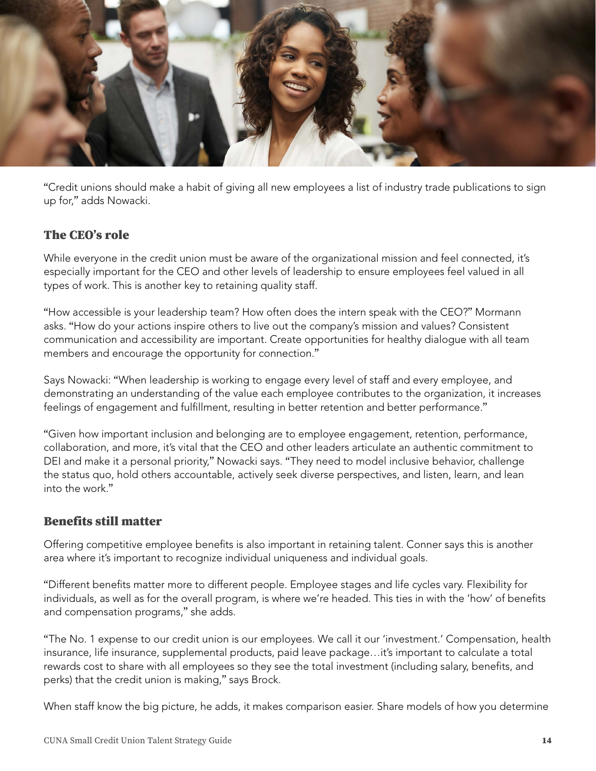"Credit unions should make a habit of giving all new employees a list of industry trade publications to sign up for," adds Nowacki.

## The CEO's role

While everyone in the credit union must be aware of the organizational mission and feel connected, it's especially important for the CEO and other levels of leadership to ensure employees feel valued in all types of work. This is another key to retaining quality staff.

"How accessible is your leadership team? How often does the intern speak with the CEO?" Mormann asks. "How do your actions inspire others to live out the company's mission and values? Consistent communication and accessibility are important. Create opportunities for healthy dialogue with all team members and encourage the opportunity for connection."

Says Nowacki: "When leadership is working to engage every level of staff and every employee, and demonstrating an understanding of the value each employee contributes to the organization, it increases feelings of engagement and fulfillment, resulting in better retention and better performance."

"Given how important inclusion and belonging are to employee engagement, retention, performance, collaboration, and more, it's vital that the CEO and other leaders articulate an authentic commitment to DEI and make it a personal priority," Nowacki says. "They need to model inclusive behavior, challenge the status quo, hold others accountable, actively seek diverse perspectives, and listen, learn, and lean into the work."

## Benefits still matter

Offering competitive employee benefits is also important in retaining talent. Conner says this is another area where it's important to recognize individual uniqueness and individual goals.

"Different benefits matter more to different people. Employee stages and life cycles vary. Flexibility for individuals, as well as for the overall program, is where we're headed. This ties in with the 'how' of benefits and compensation programs," she adds.

"The No. 1 expense to our credit union is our employees. We call it our 'investment.' Compensation, health insurance, life insurance, supplemental products, paid leave package…it's important to calculate a total rewards cost to share with all employees so they see the total investment (including salary, benefits, and perks) that the credit union is making," says Brock.

When staff know the big picture, he adds, it makes comparison easier. Share models of how you determine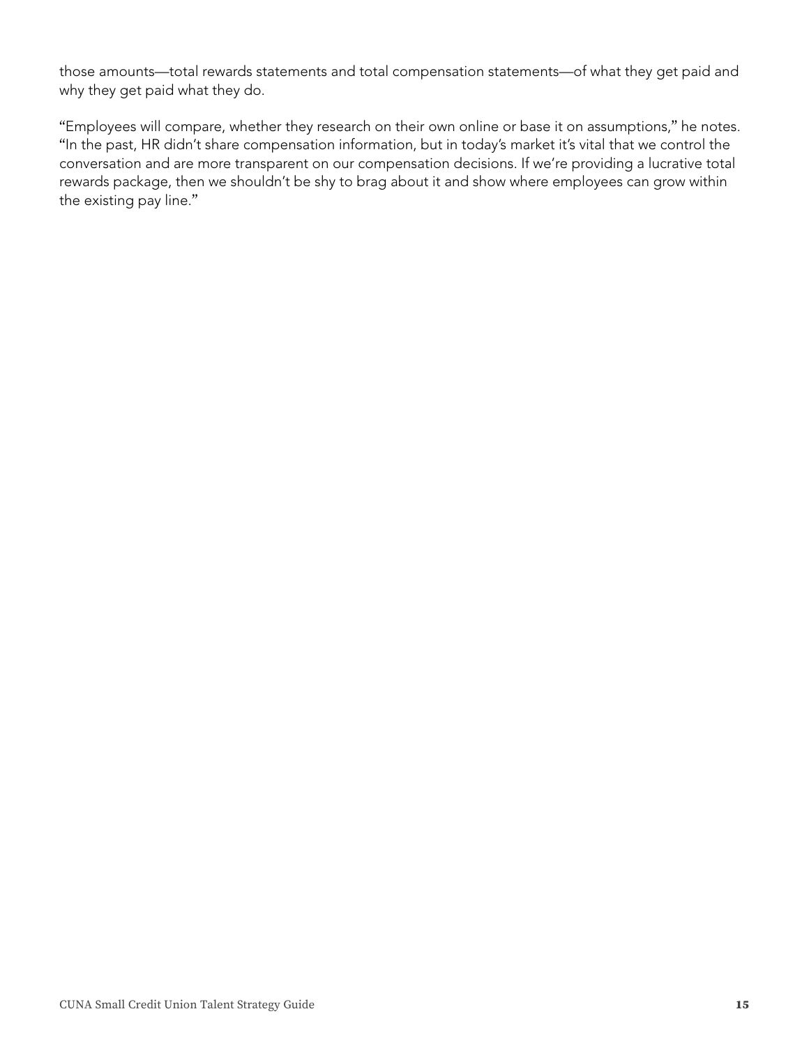those amounts—total rewards statements and total compensation statements—of what they get paid and why they get paid what they do.

"Employees will compare, whether they research on their own online or base it on assumptions," he notes. "In the past, HR didn't share compensation information, but in today's market it's vital that we control the conversation and are more transparent on our compensation decisions. If we're providing a lucrative total rewards package, then we shouldn't be shy to brag about it and show where employees can grow within the existing pay line."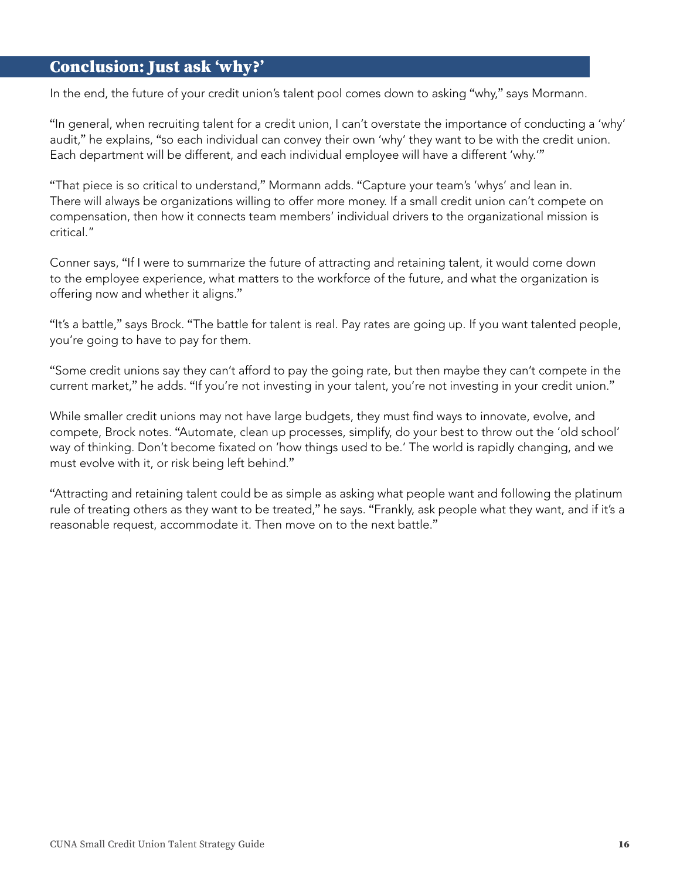## Conclusion: Just ask 'why?'

In the end, the future of your credit union's talent pool comes down to asking "why," says Mormann.

"In general, when recruiting talent for a credit union, I can't overstate the importance of conducting a 'why' audit," he explains, "so each individual can convey their own 'why' they want to be with the credit union. Each department will be different, and each individual employee will have a different 'why.'"

"That piece is so critical to understand," Mormann adds. "Capture your team's 'whys' and lean in. There will always be organizations willing to offer more money. If a small credit union can't compete on compensation, then how it connects team members' individual drivers to the organizational mission is critical."

Conner says, "If I were to summarize the future of attracting and retaining talent, it would come down to the employee experience, what matters to the workforce of the future, and what the organization is offering now and whether it aligns."

"It's a battle," says Brock. "The battle for talent is real. Pay rates are going up. If you want talented people, you're going to have to pay for them.

"Some credit unions say they can't afford to pay the going rate, but then maybe they can't compete in the current market," he adds. "If you're not investing in your talent, you're not investing in your credit union."

While smaller credit unions may not have large budgets, they must find ways to innovate, evolve, and compete, Brock notes. "Automate, clean up processes, simplify, do your best to throw out the 'old school' way of thinking. Don't become fixated on 'how things used to be.' The world is rapidly changing, and we must evolve with it, or risk being left behind."

"Attracting and retaining talent could be as simple as asking what people want and following the platinum rule of treating others as they want to be treated," he says. "Frankly, ask people what they want, and if it's a reasonable request, accommodate it. Then move on to the next battle."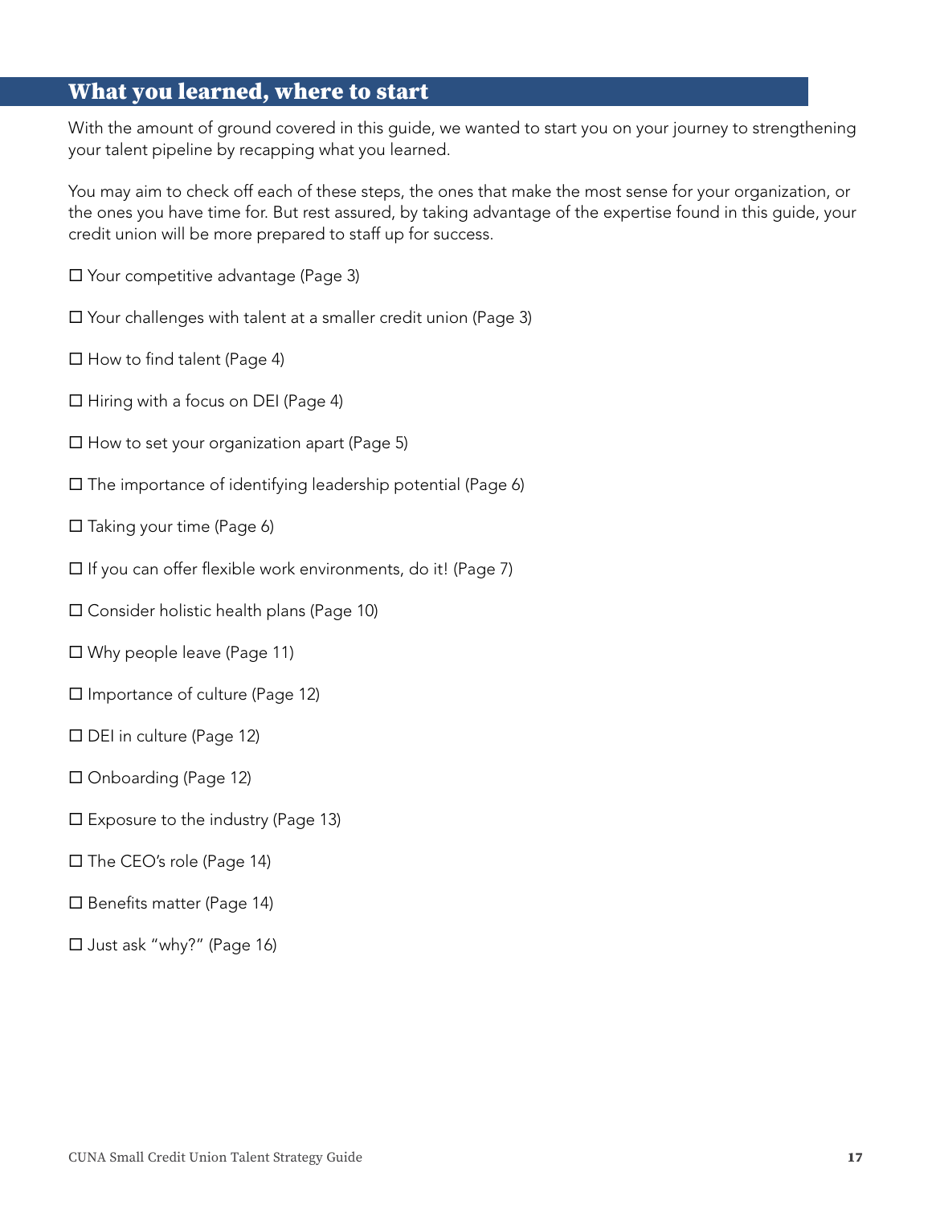## What you learned, where to start

With the amount of ground covered in this guide, we wanted to start you on your journey to strengthening your talent pipeline by recapping what you learned.

You may aim to check off each of these steps, the ones that make the most sense for your organization, or the ones you have time for. But rest assured, by taking advantage of the expertise found in this guide, your credit union will be more prepared to staff up for success.

- ☐ Your competitive advantage (Page 3)
- ☐ Your challenges with talent at a smaller credit union (Page 3)
- ☐ How to find talent (Page 4)
- ☐ Hiring with a focus on DEI (Page 4)
- ☐ How to set your organization apart (Page 5)
- ☐ The importance of identifying leadership potential (Page 6)
- ☐ Taking your time (Page 6)
- ☐ If you can offer flexible work environments, do it! (Page 7)
- ☐ Consider holistic health plans (Page 10)
- ☐ Why people leave (Page 11)
- ☐ Importance of culture (Page 12)
- ☐ DEI in culture (Page 12)
- ☐ Onboarding (Page 12)
- ☐ Exposure to the industry (Page 13)
- ☐ The CEO's role (Page 14)
- ☐ Benefits matter (Page 14)
- ☐ Just ask "why?" (Page 16)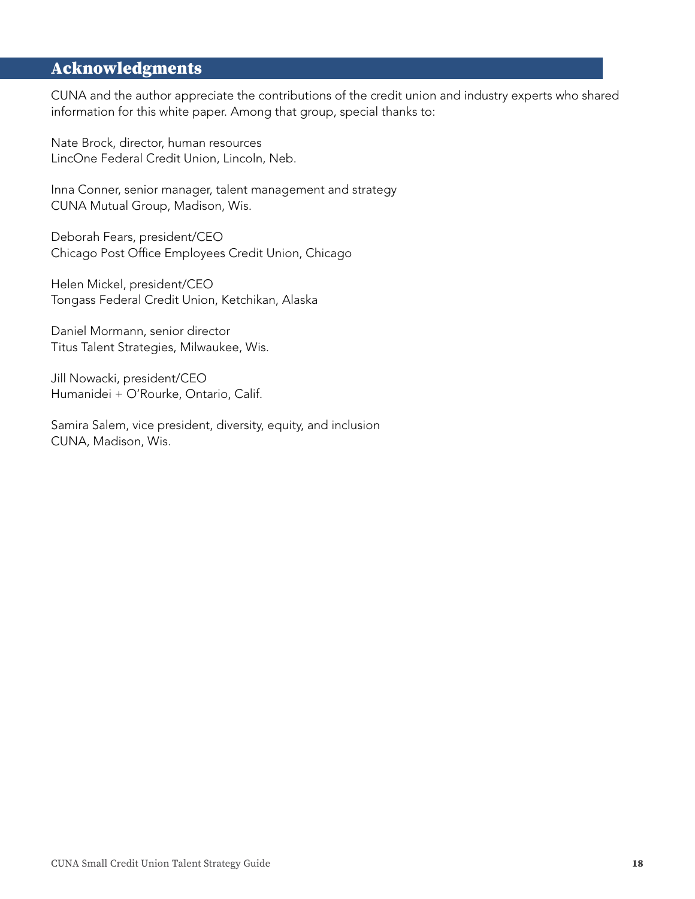## Acknowledgments

CUNA and the author appreciate the contributions of the credit union and industry experts who shared information for this white paper. Among that group, special thanks to:

Nate Brock, director, human resources
LincOne Federal Credit Union, Lincoln, Neb.

Inna Conner, senior manager, talent management and strategy
CUNA Mutual Group, Madison, Wis.

Deborah Fears, president/CEO
Chicago Post Office Employees Credit Union, Chicago

Helen Mickel, president/CEO
Tongass Federal Credit Union, Ketchikan, Alaska

Daniel Mormann, senior director
Titus Talent Strategies, Milwaukee, Wis.

Jill Nowacki, president/CEO
Humanidei + O'Rourke, Ontario, Calif.

Samira Salem, vice president, diversity, equity, and inclusion
CUNA, Madison, Wis.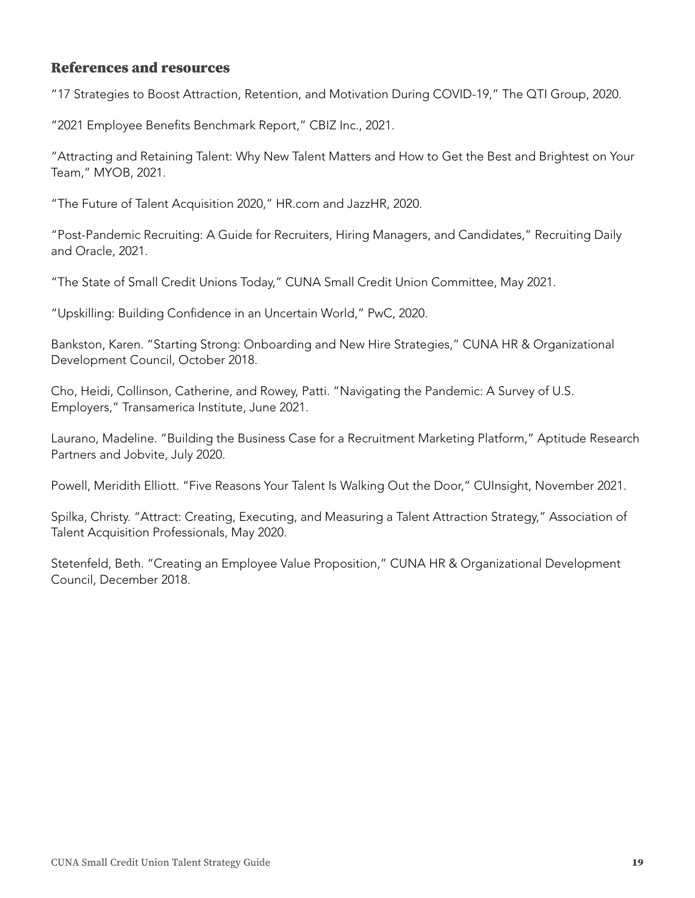## References and resources

"17 Strategies to Boost Attraction, Retention, and Motivation During COVID-19," The QTI Group, 2020.

"2021 Employee Benefits Benchmark Report," CBIZ Inc., 2021.

"Attracting and Retaining Talent: Why New Talent Matters and How to Get the Best and Brightest on Your Team," MYOB, 2021.

"The Future of Talent Acquisition 2020," HR.com and JazzHR, 2020.

"Post-Pandemic Recruiting: A Guide for Recruiters, Hiring Managers, and Candidates," Recruiting Daily and Oracle, 2021.

"The State of Small Credit Unions Today," CUNA Small Credit Union Committee, May 2021.

"Upskilling: Building Confidence in an Uncertain World," PwC, 2020.

Bankston, Karen. "Starting Strong: Onboarding and New Hire Strategies," CUNA HR & Organizational Development Council, October 2018.

Cho, Heidi, Collinson, Catherine, and Rowey, Patti. "Navigating the Pandemic: A Survey of U.S. Employers," Transamerica Institute, June 2021.

Laurano, Madeline. "Building the Business Case for a Recruitment Marketing Platform," Aptitude Research Partners and Jobvite, July 2020.

Powell, Meridith Elliott. "Five Reasons Your Talent Is Walking Out the Door," CUInsight, November 2021.

Spilka, Christy. "Attract: Creating, Executing, and Measuring a Talent Attraction Strategy," Association of Talent Acquisition Professionals, May 2020.

Stetenfeld, Beth. "Creating an Employee Value Proposition," CUNA HR & Organizational Development Council, December 2018.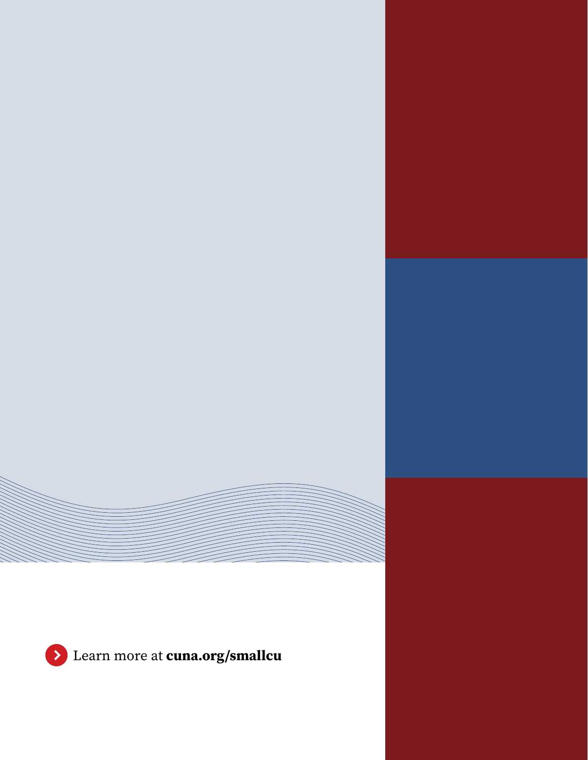Learn more at **cuna.org/smallcu**